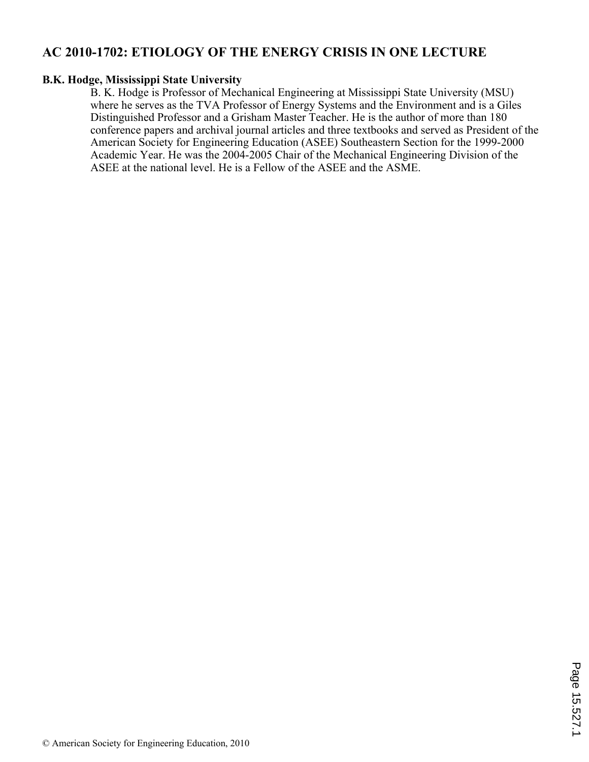# AC 2010-1702: ETIOLOGY OF THE ENERGY CRISIS IN ONE LECTURE

**B.K. Hodge, Mississippi State University**

B. K. Hodge is Professor of Mechanical Engineering at Mississippi State University (MSU) where he serves as the TVA Professor of Energy Systems and the Environment and is a Giles Distinguished Professor and a Grisham Master Teacher. He is the author of more than 180 conference papers and archival journal articles and three textbooks and served as President of the American Society for Engineering Education (ASEE) Southeastern Section for the 1999-2000 Academic Year. He was the 2004-2005 Chair of the Mechanical Engineering Division of the ASEE at the national level. He is a Fellow of the ASEE and the ASME.

© American Society for Engineering Education, 2010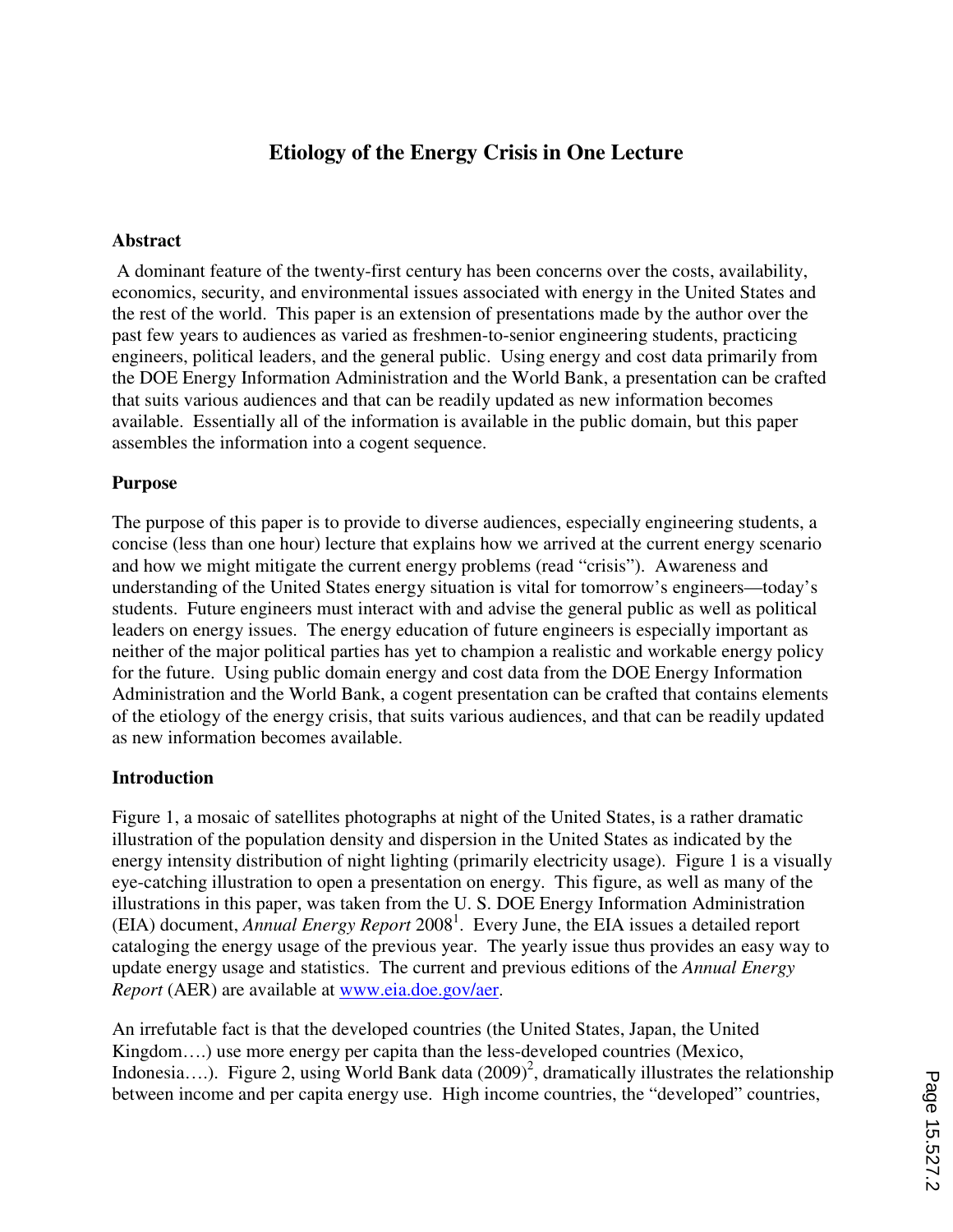# Etiology of the Energy Crisis in One Lecture

## Abstract

A dominant feature of the twenty-first century has been concerns over the costs, availability, economics, security, and environmental issues associated with energy in the United States and the rest of the world. This paper is an extension of presentations made by the author over the past few years to audiences as varied as freshmen-to-senior engineering students, practicing engineers, political leaders, and the general public. Using energy and cost data primarily from the DOE Energy Information Administration and the World Bank, a presentation can be crafted that suits various audiences and that can be readily updated as new information becomes available. Essentially all of the information is available in the public domain, but this paper assembles the information into a cogent sequence.

## Purpose

The purpose of this paper is to provide to diverse audiences, especially engineering students, a concise (less than one hour) lecture that explains how we arrived at the current energy scenario and how we might mitigate the current energy problems (read "crisis"). Awareness and understanding of the United States energy situation is vital for tomorrow's engineers—today's students. Future engineers must interact with and advise the general public as well as political leaders on energy issues. The energy education of future engineers is especially important as neither of the major political parties has yet to champion a realistic and workable energy policy for the future. Using public domain energy and cost data from the DOE Energy Information Administration and the World Bank, a cogent presentation can be crafted that contains elements of the etiology of the energy crisis, that suits various audiences, and that can be readily updated as new information becomes available.

## Introduction

Figure 1, a mosaic of satellites photographs at night of the United States, is a rather dramatic illustration of the population density and dispersion in the United States as indicated by the energy intensity distribution of night lighting (primarily electricity usage). Figure 1 is a visually eye-catching illustration to open a presentation on energy. This figure, as well as many of the illustrations in this paper, was taken from the U. S. DOE Energy Information Administration (EIA) document, *Annual Energy Report* 2008[1]. Every June, the EIA issues a detailed report cataloging the energy usage of the previous year. The yearly issue thus provides an easy way to update energy usage and statistics. The current and previous editions of the *Annual Energy Report* (AER) are available at www.eia.doe.gov/aer.

An irrefutable fact is that the developed countries (the United States, Japan, the United Kingdom….) use more energy per capita than the less-developed countries (Mexico, Indonesia….). Figure 2, using World Bank data (2009)[2], dramatically illustrates the relationship between income and per capita energy use. High income countries, the "developed" countries,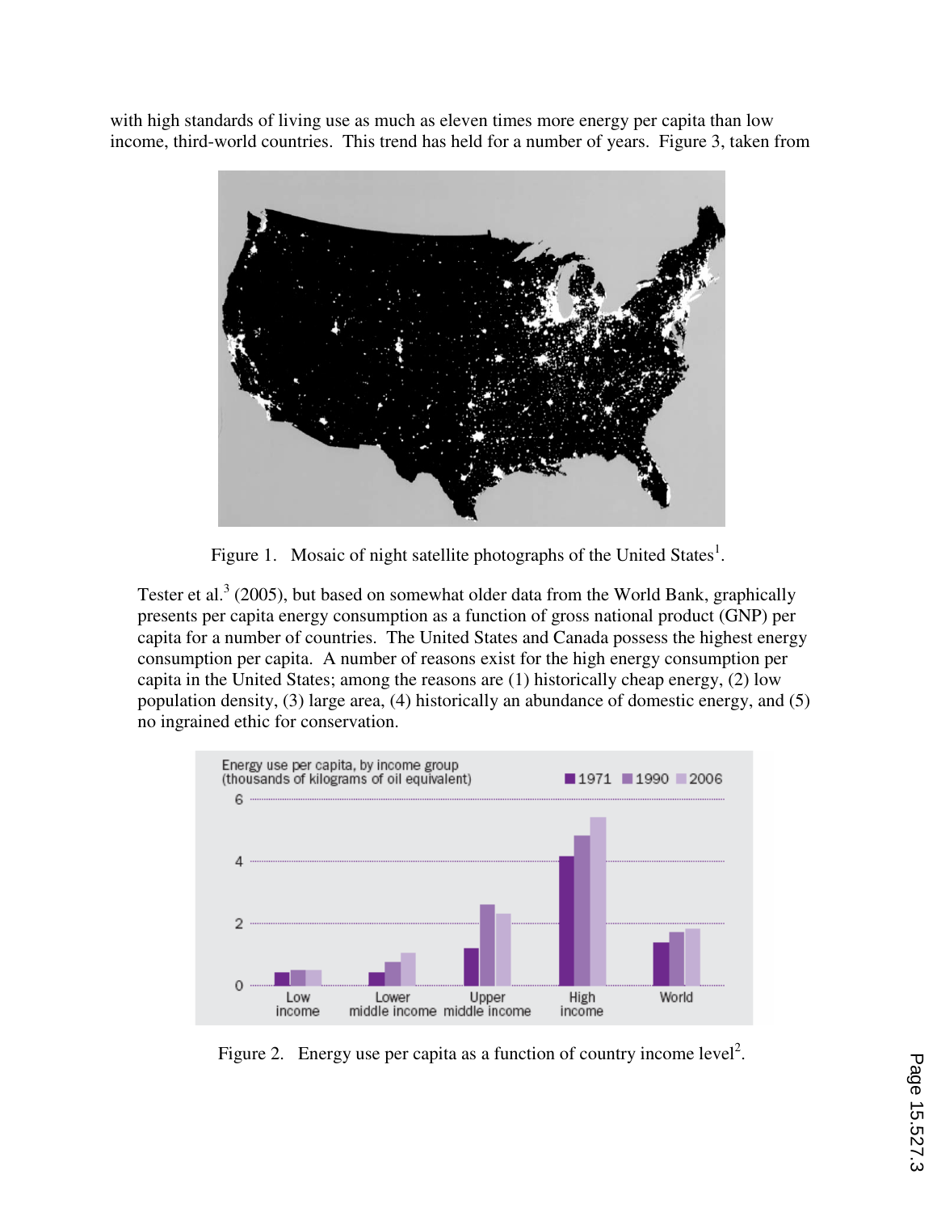with high standards of living use as much as eleven times more energy per capita than low income, third-world countries. This trend has held for a number of years. Figure 3, taken from

Figure 1. Mosaic of night satellite photographs of the United States[1].

Tester et al.[3] (2005), but based on somewhat older data from the World Bank, graphically presents per capita energy consumption as a function of gross national product (GNP) per capita for a number of countries. The United States and Canada possess the highest energy consumption per capita. A number of reasons exist for the high energy consumption per capita in the United States; among the reasons are (1) historically cheap energy, (2) low population density, (3) large area, (4) historically an abundance of domestic energy, and (5) no ingrained ethic for conservation.

Figure 2. Energy use per capita as a function of country income level[2].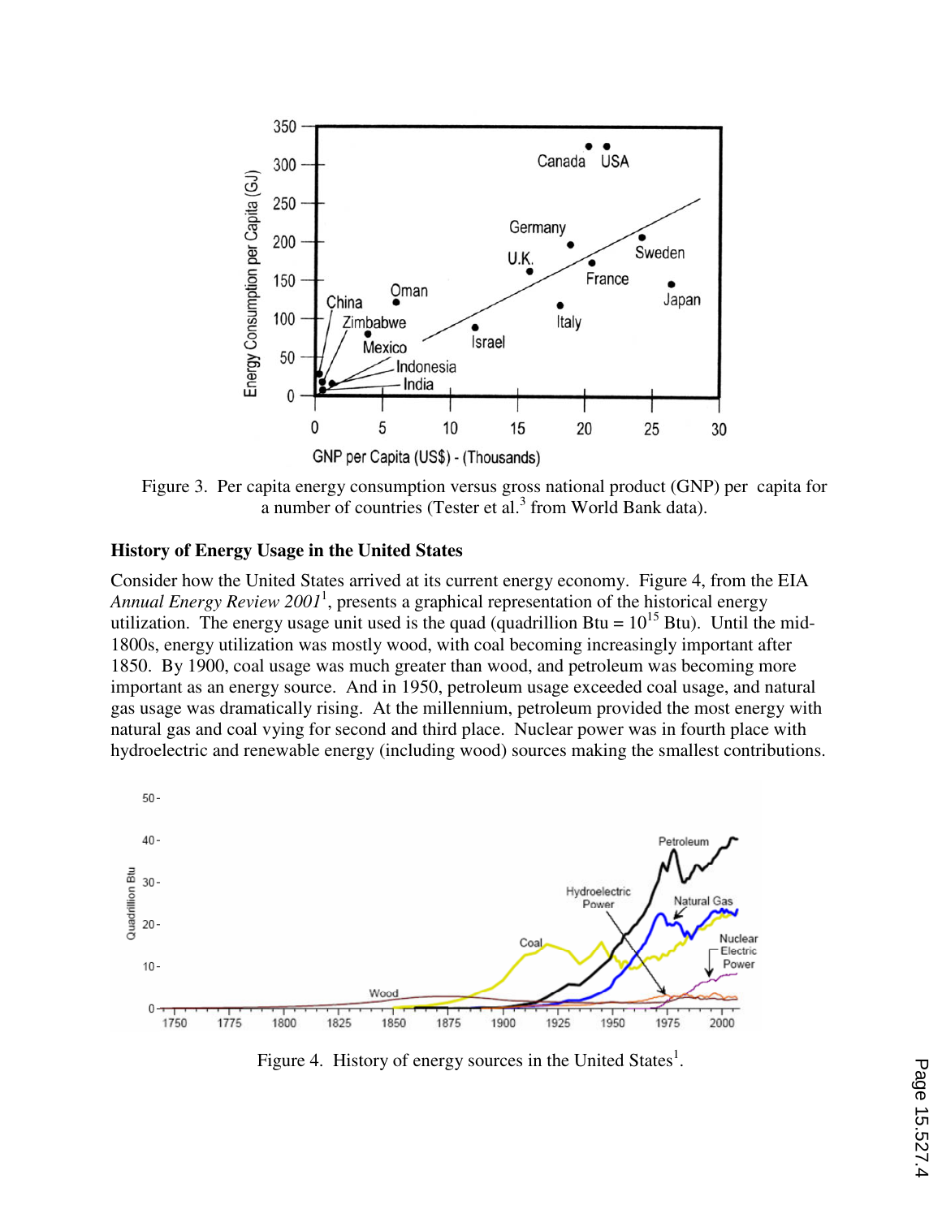Figure 3. Per capita energy consumption versus gross national product (GNP) per capita for a number of countries (Tester et al.[3] from World Bank data).

## History of Energy Usage in the United States

Consider how the United States arrived at its current energy economy. Figure 4, from the EIA *Annual Energy Review 2001*[1], presents a graphical representation of the historical energy utilization. The energy usage unit used is the quad (quadrillion Btu = $10^{15}$ Btu). Until the mid-1800s, energy utilization was mostly wood, with coal becoming increasingly important after 1850. By 1900, coal usage was much greater than wood, and petroleum was becoming more important as an energy source. And in 1950, petroleum usage exceeded coal usage, and natural gas usage was dramatically rising. At the millennium, petroleum provided the most energy with natural gas and coal vying for second and third place. Nuclear power was in fourth place with hydroelectric and renewable energy (including wood) sources making the smallest contributions.

Figure 4. History of energy sources in the United States[1].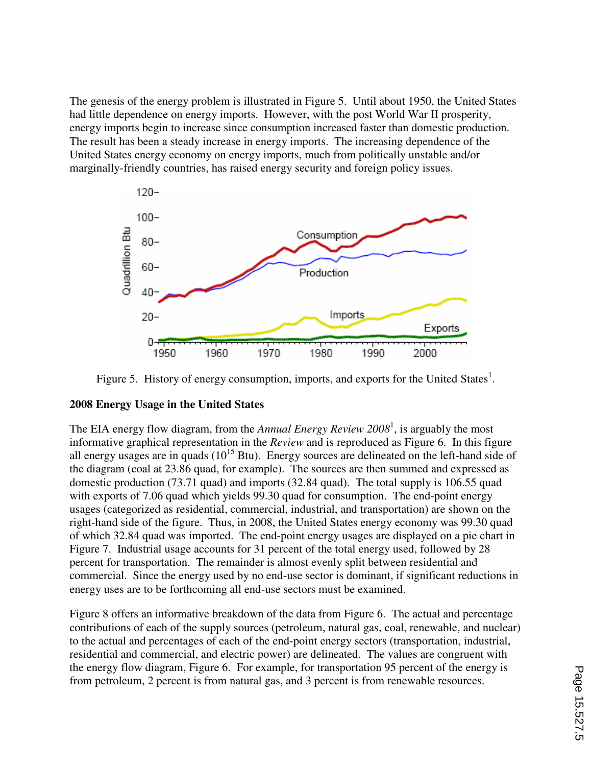The genesis of the energy problem is illustrated in Figure 5. Until about 1950, the United States had little dependence on energy imports. However, with the post World War II prosperity, energy imports begin to increase since consumption increased faster than domestic production. The result has been a steady increase in energy imports. The increasing dependence of the United States energy economy on energy imports, much from politically unstable and/or marginally-friendly countries, has raised energy security and foreign policy issues.

Figure 5. History of energy consumption, imports, and exports for the United States[1].

**2008 Energy Usage in the United States**

The EIA energy flow diagram, from the *Annual Energy Review 2008*[1], is arguably the most informative graphical representation in the *Review* and is reproduced as Figure 6. In this figure all energy usages are in quads ($10^{15}$ Btu). Energy sources are delineated on the left-hand side of the diagram (coal at 23.86 quad, for example). The sources are then summed and expressed as domestic production (73.71 quad) and imports (32.84 quad). The total supply is 106.55 quad with exports of 7.06 quad which yields 99.30 quad for consumption. The end-point energy usages (categorized as residential, commercial, industrial, and transportation) are shown on the right-hand side of the figure. Thus, in 2008, the United States energy economy was 99.30 quad of which 32.84 quad was imported. The end-point energy usages are displayed on a pie chart in Figure 7. Industrial usage accounts for 31 percent of the total energy used, followed by 28 percent for transportation. The remainder is almost evenly split between residential and commercial. Since the energy used by no end-use sector is dominant, if significant reductions in energy uses are to be forthcoming all end-use sectors must be examined.

Figure 8 offers an informative breakdown of the data from Figure 6. The actual and percentage contributions of each of the supply sources (petroleum, natural gas, coal, renewable, and nuclear) to the actual and percentages of each of the end-point energy sectors (transportation, industrial, residential and commercial, and electric power) are delineated. The values are congruent with the energy flow diagram, Figure 6. For example, for transportation 95 percent of the energy is from petroleum, 2 percent is from natural gas, and 3 percent is from renewable resources.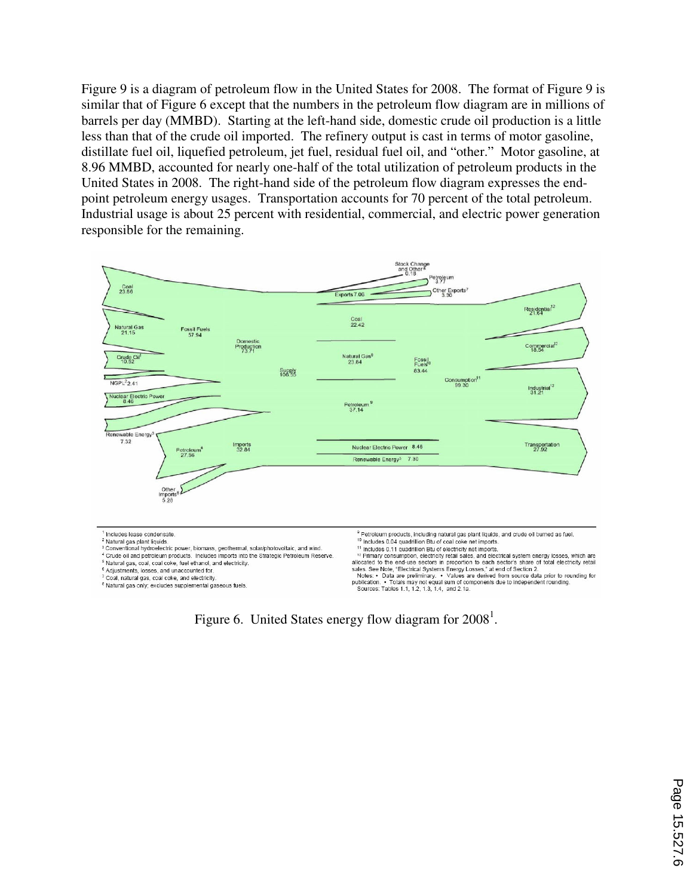Figure 9 is a diagram of petroleum flow in the United States for 2008. The format of Figure 9 is similar that of Figure 6 except that the numbers in the petroleum flow diagram are in millions of barrels per day (MMBD). Starting at the left-hand side, domestic crude oil production is a little less than that of the crude oil imported. The refinery output is cast in terms of motor gasoline, distillate fuel oil, liquefied petroleum, jet fuel, residual fuel oil, and "other." Motor gasoline, at 8.96 MMBD, accounted for nearly one-half of the total utilization of petroleum products in the United States in 2008. The right-hand side of the petroleum flow diagram expresses the end-point petroleum energy usages. Transportation accounts for 70 percent of the total petroleum. Industrial usage is about 25 percent with residential, commercial, and electric power generation responsible for the remaining.

Figure 6. United States energy flow diagram for 2008[1].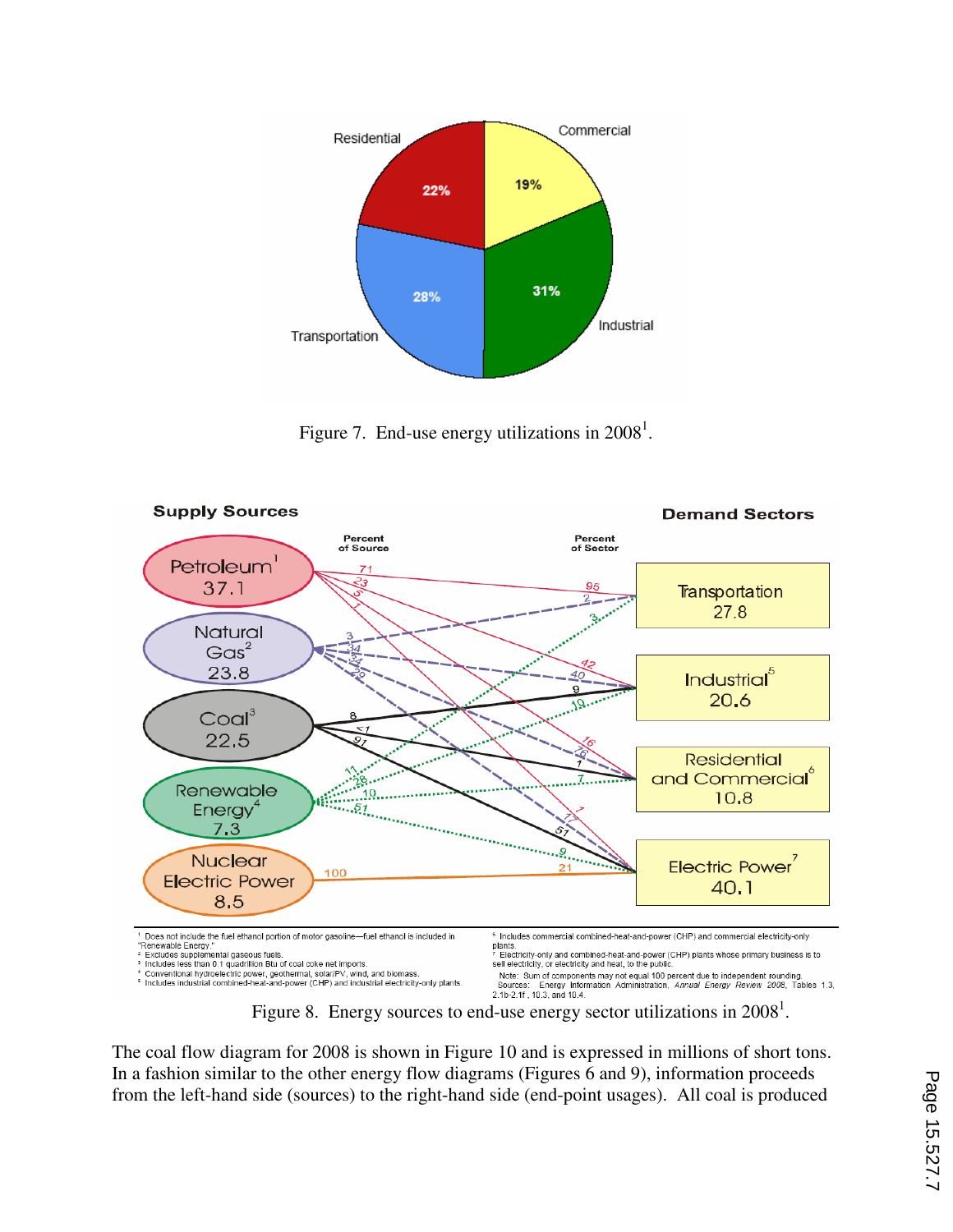Figure 7. End-use energy utilizations in 2008[1].

Figure 8. Energy sources to end-use energy sector utilizations in 2008[1].

The coal flow diagram for 2008 is shown in Figure 10 and is expressed in millions of short tons. In a fashion similar to the other energy flow diagrams (Figures 6 and 9), information proceeds from the left-hand side (sources) to the right-hand side (end-point usages). All coal is produced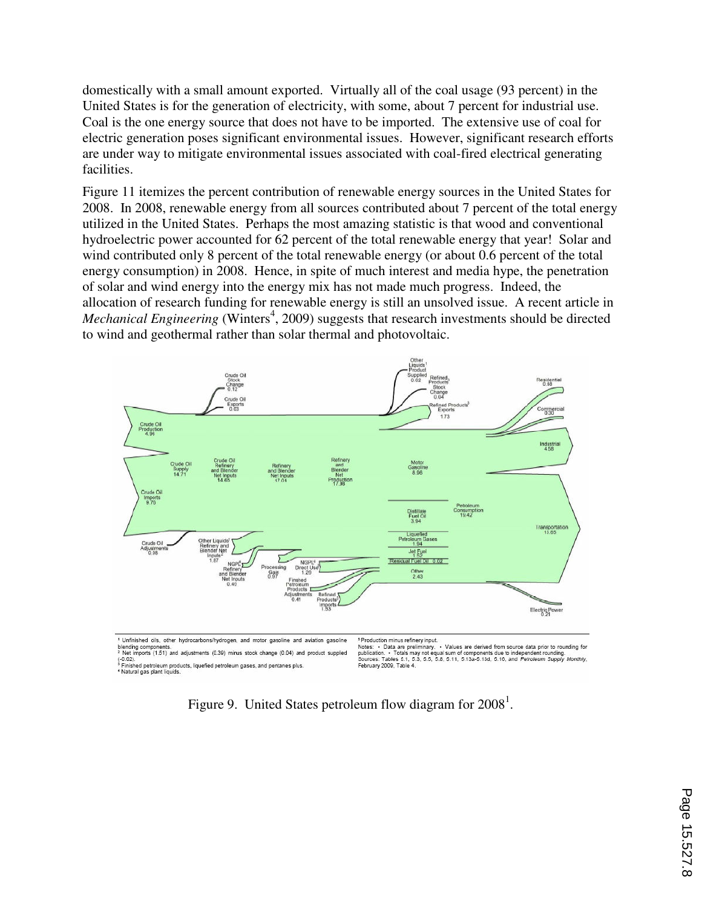domestically with a small amount exported. Virtually all of the coal usage (93 percent) in the United States is for the generation of electricity, with some, about 7 percent for industrial use. Coal is the one energy source that does not have to be imported. The extensive use of coal for electric generation poses significant environmental issues. However, significant research efforts are under way to mitigate environmental issues associated with coal-fired electrical generating facilities.

Figure 11 itemizes the percent contribution of renewable energy sources in the United States for 2008. In 2008, renewable energy from all sources contributed about 7 percent of the total energy utilized in the United States. Perhaps the most amazing statistic is that wood and conventional hydroelectric power accounted for 62 percent of the total renewable energy that year! Solar and wind contributed only 8 percent of the total renewable energy (or about 0.6 percent of the total energy consumption) in 2008. Hence, in spite of much interest and media hype, the penetration of solar and wind energy into the energy mix has not made much progress. Indeed, the allocation of research funding for renewable energy is still an unsolved issue. A recent article in *Mechanical Engineering* (Winters[4], 2009) suggests that research investments should be directed to wind and geothermal rather than solar thermal and photovoltaic.

Figure 9. United States petroleum flow diagram for 2008[1].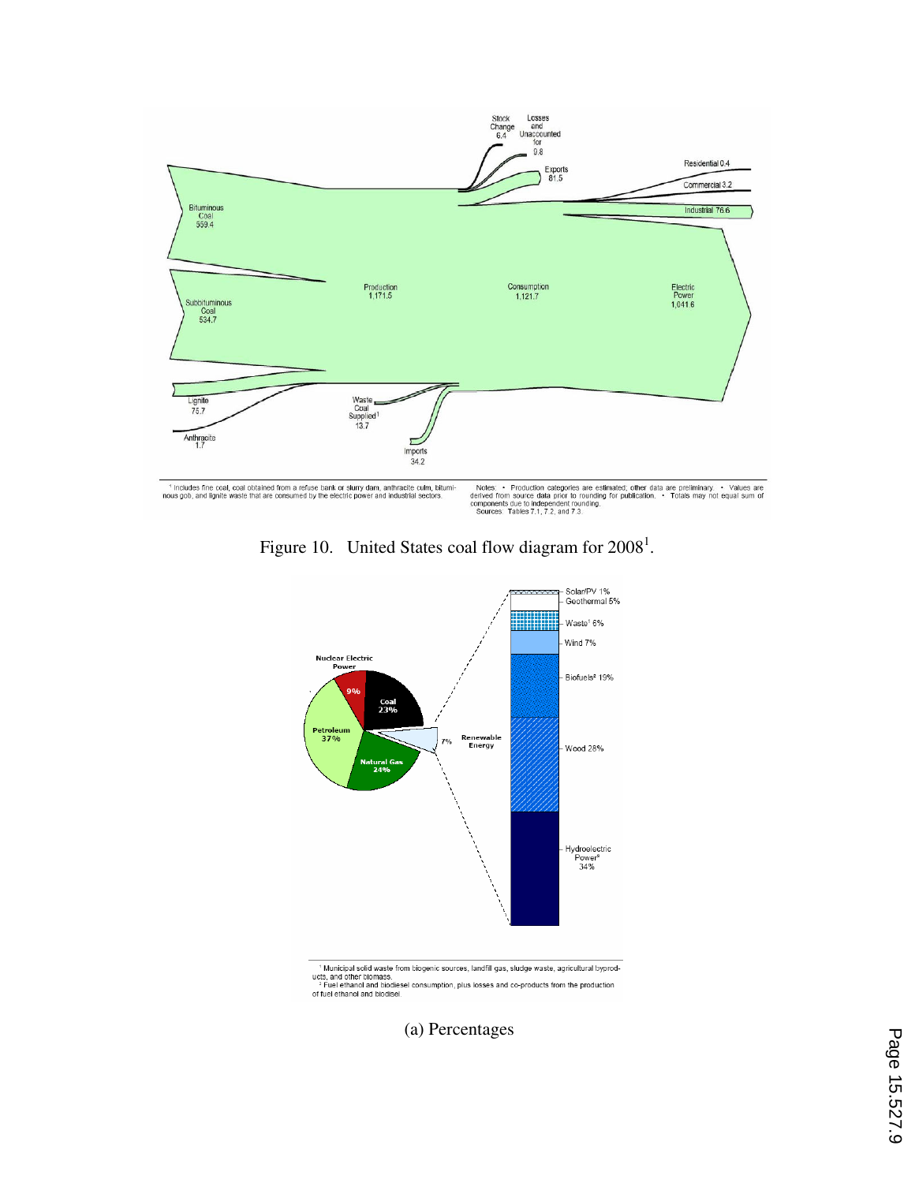Figure 10. United States coal flow diagram for 2008[1].

(a) Percentages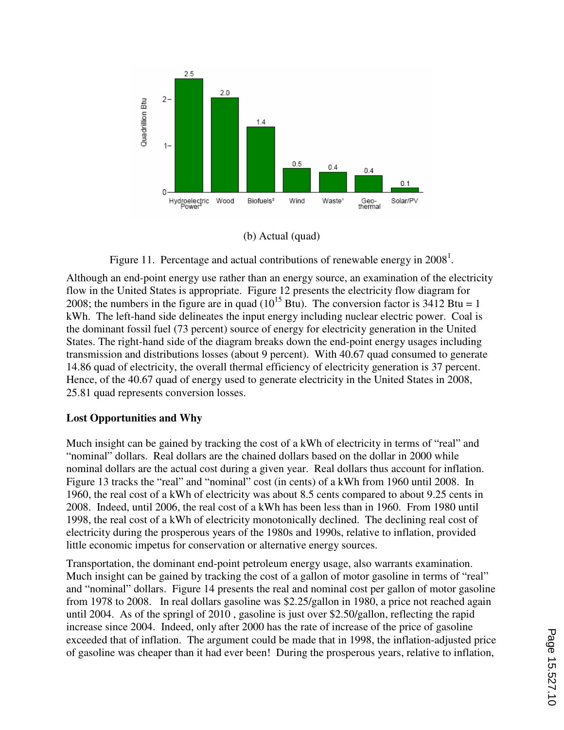(b) Actual (quad)

Figure 11. Percentage and actual contributions of renewable energy in 2008[1].

Although an end-point energy use rather than an energy source, an examination of the electricity flow in the United States is appropriate. Figure 12 presents the electricity flow diagram for 2008; the numbers in the figure are in quad ($10^{15}$ Btu). The conversion factor is 3412 Btu = 1 kWh. The left-hand side delineates the input energy including nuclear electric power. Coal is the dominant fossil fuel (73 percent) source of energy for electricity generation in the United States. The right-hand side of the diagram breaks down the end-point energy usages including transmission and distributions losses (about 9 percent). With 40.67 quad consumed to generate 14.86 quad of electricity, the overall thermal efficiency of electricity generation is 37 percent. Hence, of the 40.67 quad of energy used to generate electricity in the United States in 2008, 25.81 quad represents conversion losses.

**Lost Opportunities and Why**

Much insight can be gained by tracking the cost of a kWh of electricity in terms of "real" and "nominal" dollars. Real dollars are the chained dollars based on the dollar in 2000 while nominal dollars are the actual cost during a given year. Real dollars thus account for inflation. Figure 13 tracks the "real" and "nominal" cost (in cents) of a kWh from 1960 until 2008. In 1960, the real cost of a kWh of electricity was about 8.5 cents compared to about 9.25 cents in 2008. Indeed, until 2006, the real cost of a kWh has been less than in 1960. From 1980 until 1998, the real cost of a kWh of electricity monotonically declined. The declining real cost of electricity during the prosperous years of the 1980s and 1990s, relative to inflation, provided little economic impetus for conservation or alternative energy sources.

Transportation, the dominant end-point petroleum energy usage, also warrants examination. Much insight can be gained by tracking the cost of a gallon of motor gasoline in terms of "real" and "nominal" dollars. Figure 14 presents the real and nominal cost per gallon of motor gasoline from 1978 to 2008. In real dollars gasoline was \$2.25/gallon in 1980, a price not reached again until 2004. As of the springl of 2010 , gasoline is just over \$2.50/gallon, reflecting the rapid increase since 2004. Indeed, only after 2000 has the rate of increase of the price of gasoline exceeded that of inflation. The argument could be made that in 1998, the inflation-adjusted price of gasoline was cheaper than it had ever been! During the prosperous years, relative to inflation,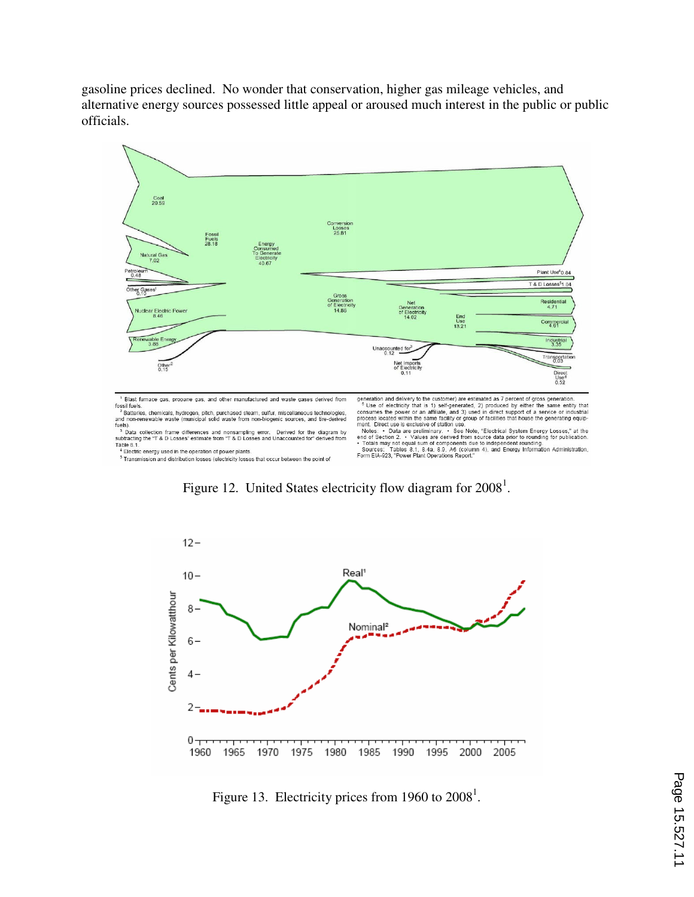gasoline prices declined. No wonder that conservation, higher gas mileage vehicles, and alternative energy sources possessed little appeal or aroused much interest in the public or public officials.

Figure 12. United States electricity flow diagram for 2008[1].

Figure 13. Electricity prices from 1960 to 2008[1].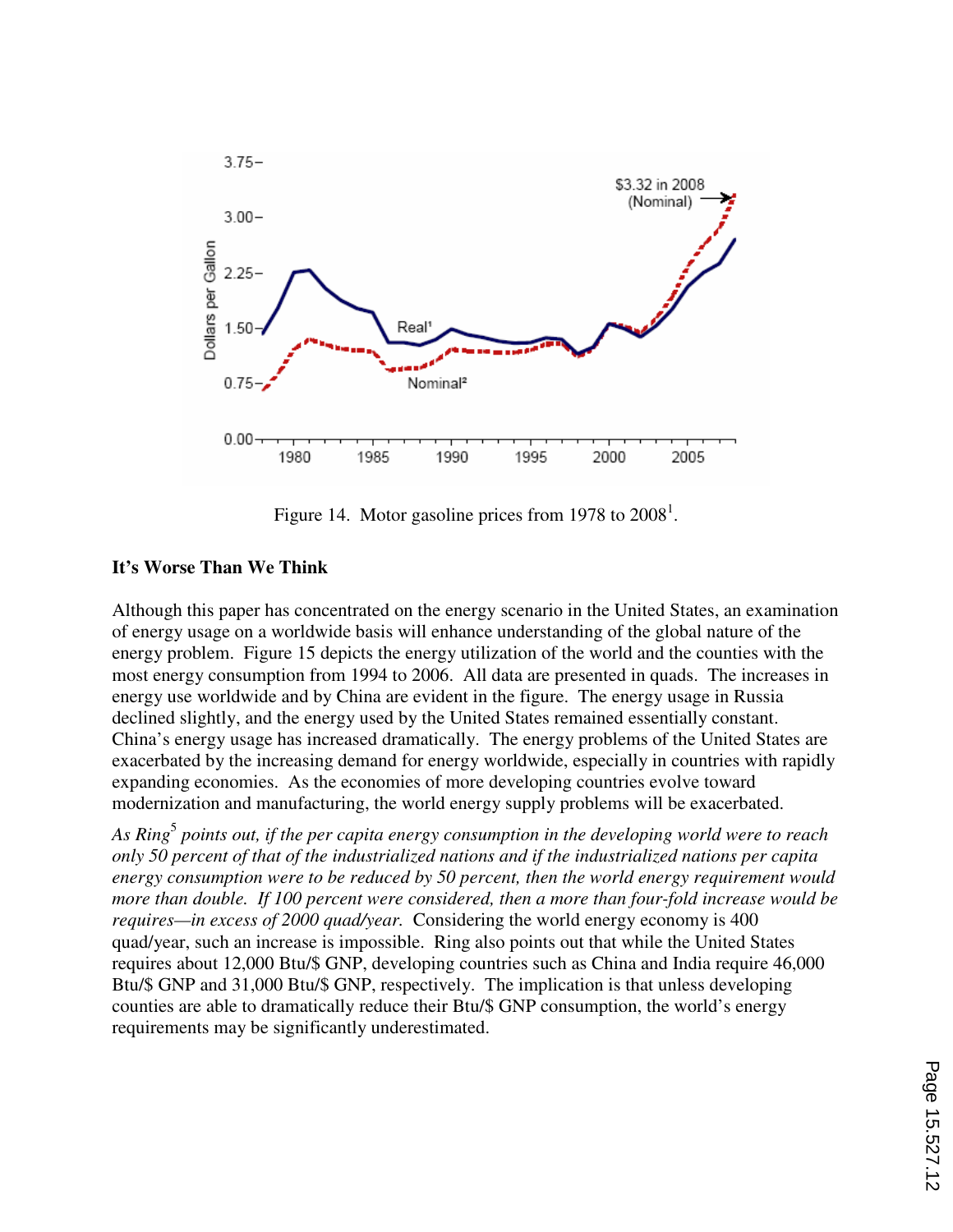Figure 14. Motor gasoline prices from 1978 to 2008[1].

## It's Worse Than We Think

Although this paper has concentrated on the energy scenario in the United States, an examination of energy usage on a worldwide basis will enhance understanding of the global nature of the energy problem. Figure 15 depicts the energy utilization of the world and the counties with the most energy consumption from 1994 to 2006. All data are presented in quads. The increases in energy use worldwide and by China are evident in the figure. The energy usage in Russia declined slightly, and the energy used by the United States remained essentially constant. China's energy usage has increased dramatically. The energy problems of the United States are exacerbated by the increasing demand for energy worldwide, especially in countries with rapidly expanding economies. As the economies of more developing countries evolve toward modernization and manufacturing, the world energy supply problems will be exacerbated.

*As Ring[5] points out, if the per capita energy consumption in the developing world were to reach only 50 percent of that of the industrialized nations and if the industrialized nations per capita energy consumption were to be reduced by 50 percent, then the world energy requirement would more than double. If 100 percent were considered, then a more than four-fold increase would be requires—in excess of 2000 quad/year.* Considering the world energy economy is 400 quad/year, such an increase is impossible. Ring also points out that while the United States requires about 12,000 Btu/$ GNP, developing countries such as China and India require 46,000 Btu/$ GNP and 31,000 Btu/$ GNP, respectively. The implication is that unless developing counties are able to dramatically reduce their Btu/$ GNP consumption, the world's energy requirements may be significantly underestimated.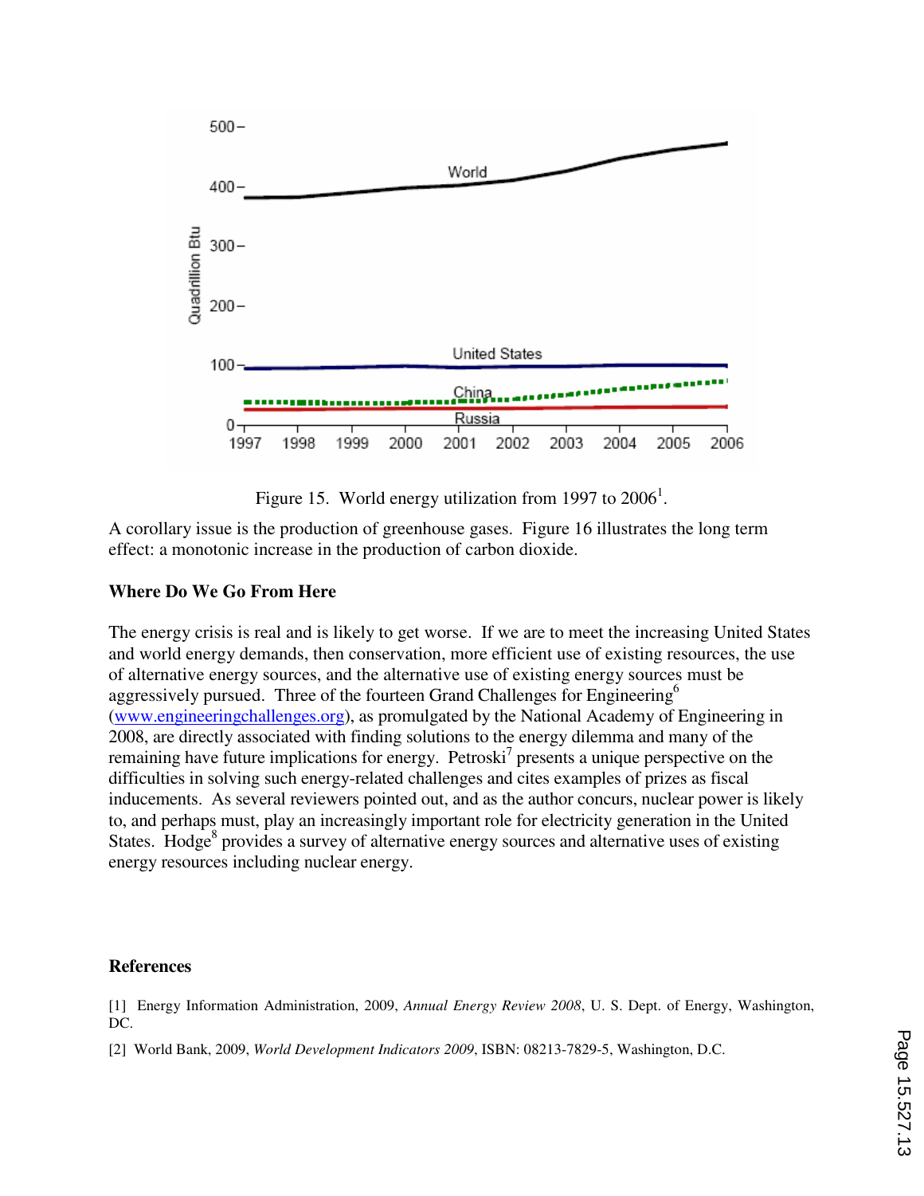Figure 15. World energy utilization from 1997 to 2006[1].

A corollary issue is the production of greenhouse gases. Figure 16 illustrates the long term effect: a monotonic increase in the production of carbon dioxide.

**Where Do We Go From Here**

The energy crisis is real and is likely to get worse. If we are to meet the increasing United States and world energy demands, then conservation, more efficient use of existing resources, the use of alternative energy sources, and the alternative use of existing energy sources must be aggressively pursued. Three of the fourteen Grand Challenges for Engineering[6] (www.engineeringchallenges.org), as promulgated by the National Academy of Engineering in 2008, are directly associated with finding solutions to the energy dilemma and many of the remaining have future implications for energy. Petroski[7] presents a unique perspective on the difficulties in solving such energy-related challenges and cites examples of prizes as fiscal inducements. As several reviewers pointed out, and as the author concurs, nuclear power is likely to, and perhaps must, play an increasingly important role for electricity generation in the United States. Hodge[8] provides a survey of alternative energy sources and alternative uses of existing energy resources including nuclear energy.

**References**

[1] Energy Information Administration, 2009, *Annual Energy Review 2008*, U. S. Dept. of Energy, Washington, DC.

[2] World Bank, 2009, *World Development Indicators 2009*, ISBN: 08213-7829-5, Washington, D.C.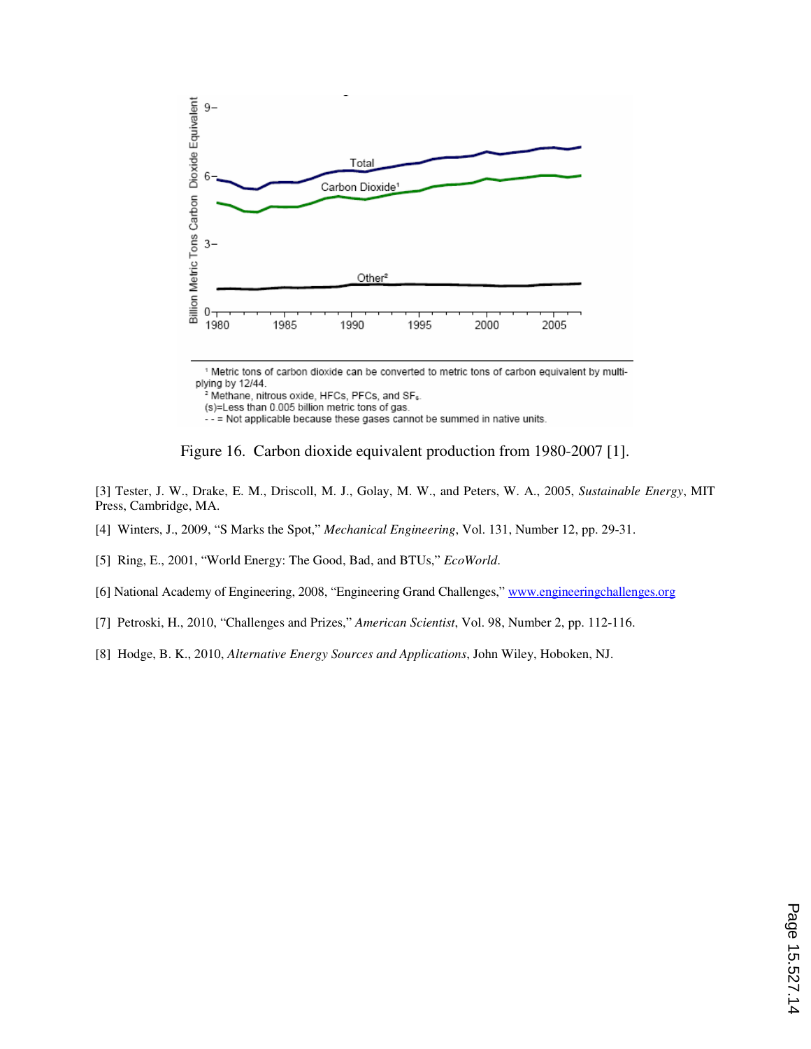Billion Metric Tons Carbon Dioxide Equivalent

9–

6–

3–

0–

1980 1985 1990 1995 2000 2005

Total

Carbon Dioxide[1]

Other[2]

[1] Metric tons of carbon dioxide can be converted to metric tons of carbon equivalent by multiplying by 12/44.
[2] Methane, nitrous oxide, HFCs, PFCs, and $SF_6$.
(s)=Less than 0.005 billion metric tons of gas.
- - = Not applicable because these gases cannot be summed in native units.

Figure 16. Carbon dioxide equivalent production from 1980-2007 [1].

[3] Tester, J. W., Drake, E. M., Driscoll, M. J., Golay, M. W., and Peters, W. A., 2005, *Sustainable Energy*, MIT Press, Cambridge, MA.

[4] Winters, J., 2009, "S Marks the Spot," *Mechanical Engineering*, Vol. 131, Number 12, pp. 29-31.

[5] Ring, E., 2001, "World Energy: The Good, Bad, and BTUs," *EcoWorld*.

[6] National Academy of Engineering, 2008, "Engineering Grand Challenges," www.engineeringchallenges.org

[7] Petroski, H., 2010, "Challenges and Prizes," *American Scientist*, Vol. 98, Number 2, pp. 112-116.

[8] Hodge, B. K., 2010, *Alternative Energy Sources and Applications*, John Wiley, Hoboken, NJ.